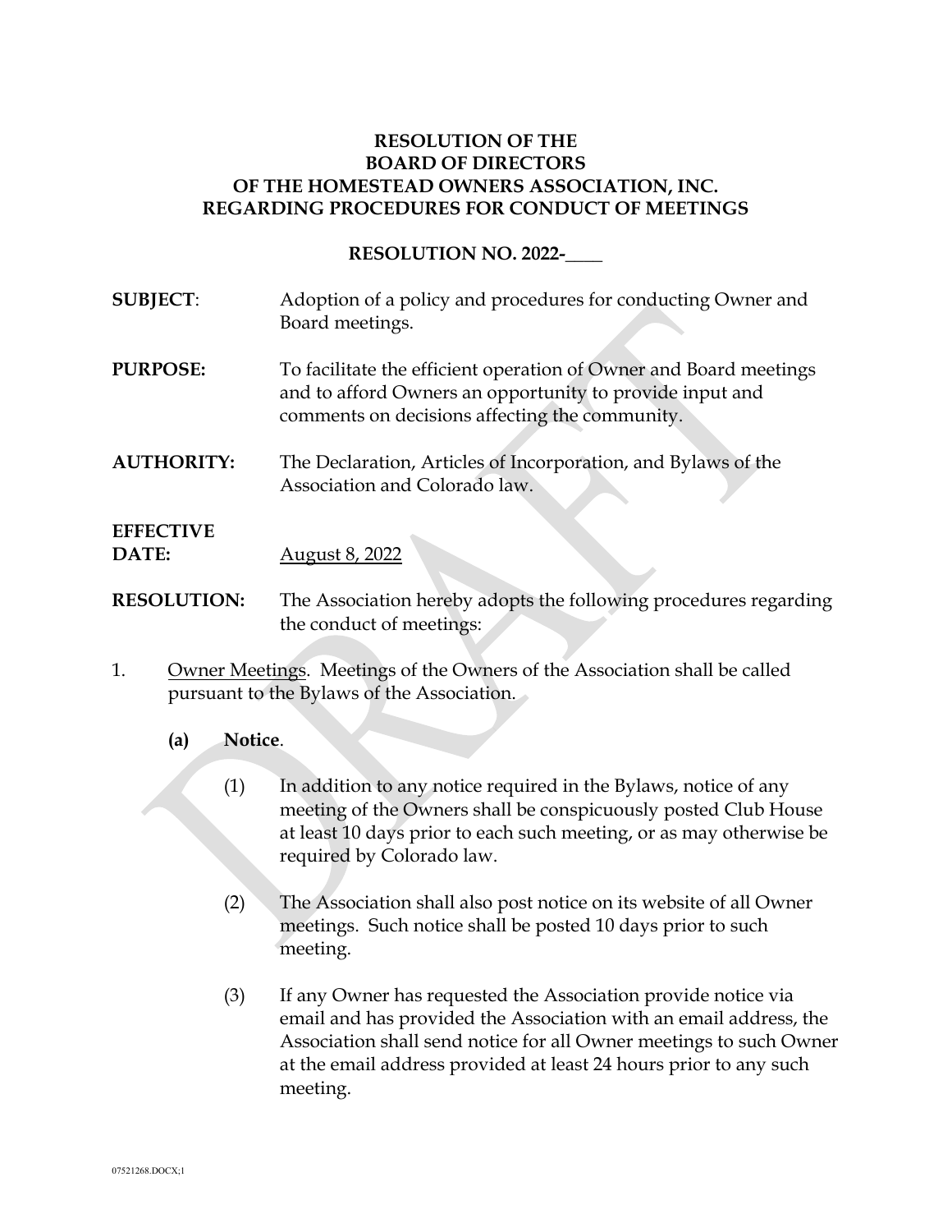# RESOLUTION OF THE BOARD OF DIRECTORS OF THE HOMESTEAD OWNERS ASSOCIATION, INC. REGARDING PROCEDURES FOR CONDUCT OF MEETINGS

## RESOLUTION NO. 2022-____

**SUBJECT**: Adoption of a policy and procedures for conducting Owner and Board meetings.

**PURPOSE:** To facilitate the efficient operation of Owner and Board meetings and to afford Owners an opportunity to provide input and comments on decisions affecting the community.

**AUTHORITY:** The Declaration, Articles of Incorporation, and Bylaws of the Association and Colorado law.

**EFFECTIVE DATE:** August 8, 2022

**RESOLUTION:** The Association hereby adopts the following procedures regarding the conduct of meetings:

1. Owner Meetings. Meetings of the Owners of the Association shall be called pursuant to the Bylaws of the Association.

   **(a) Notice**.

   (1) In addition to any notice required in the Bylaws, notice of any meeting of the Owners shall be conspicuously posted Club House at least 10 days prior to each such meeting, or as may otherwise be required by Colorado law.

   (2) The Association shall also post notice on its website of all Owner meetings. Such notice shall be posted 10 days prior to such meeting.

   (3) If any Owner has requested the Association provide notice via email and has provided the Association with an email address, the Association shall send notice for all Owner meetings to such Owner at the email address provided at least 24 hours prior to any such meeting.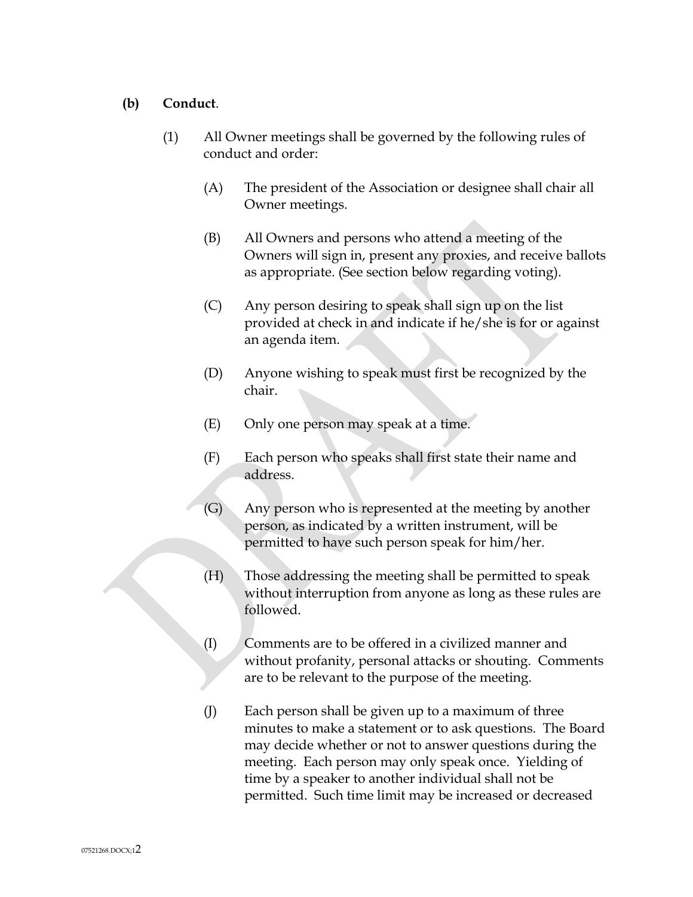**(b) Conduct**.

(1) All Owner meetings shall be governed by the following rules of conduct and order:

(A) The president of the Association or designee shall chair all Owner meetings.

(B) All Owners and persons who attend a meeting of the Owners will sign in, present any proxies, and receive ballots as appropriate. (See section below regarding voting).

(C) Any person desiring to speak shall sign up on the list provided at check in and indicate if he/she is for or against an agenda item.

(D) Anyone wishing to speak must first be recognized by the chair.

(E) Only one person may speak at a time.

(F) Each person who speaks shall first state their name and address.

(G) Any person who is represented at the meeting by another person, as indicated by a written instrument, will be permitted to have such person speak for him/her.

(H) Those addressing the meeting shall be permitted to speak without interruption from anyone as long as these rules are followed.

(I) Comments are to be offered in a civilized manner and without profanity, personal attacks or shouting. Comments are to be relevant to the purpose of the meeting.

(J) Each person shall be given up to a maximum of three minutes to make a statement or to ask questions. The Board may decide whether or not to answer questions during the meeting. Each person may only speak once. Yielding of time by a speaker to another individual shall not be permitted. Such time limit may be increased or decreased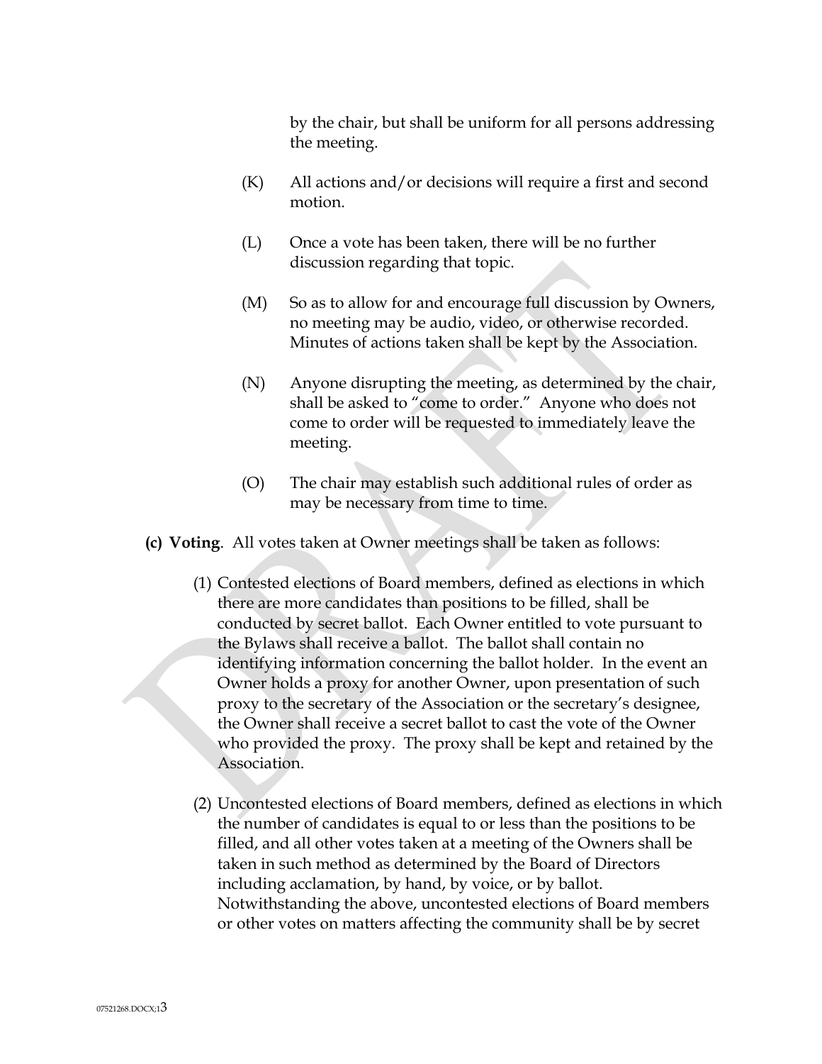by the chair, but shall be uniform for all persons addressing the meeting.

(K) All actions and/or decisions will require a first and second motion.

(L) Once a vote has been taken, there will be no further discussion regarding that topic.

(M) So as to allow for and encourage full discussion by Owners, no meeting may be audio, video, or otherwise recorded. Minutes of actions taken shall be kept by the Association.

(N) Anyone disrupting the meeting, as determined by the chair, shall be asked to "come to order." Anyone who does not come to order will be requested to immediately leave the meeting.

(O) The chair may establish such additional rules of order as may be necessary from time to time.

**(c) Voting**. All votes taken at Owner meetings shall be taken as follows:

(1) Contested elections of Board members, defined as elections in which there are more candidates than positions to be filled, shall be conducted by secret ballot. Each Owner entitled to vote pursuant to the Bylaws shall receive a ballot. The ballot shall contain no identifying information concerning the ballot holder. In the event an Owner holds a proxy for another Owner, upon presentation of such proxy to the secretary of the Association or the secretary's designee, the Owner shall receive a secret ballot to cast the vote of the Owner who provided the proxy. The proxy shall be kept and retained by the Association.

(2) Uncontested elections of Board members, defined as elections in which the number of candidates is equal to or less than the positions to be filled, and all other votes taken at a meeting of the Owners shall be taken in such method as determined by the Board of Directors including acclamation, by hand, by voice, or by ballot. Notwithstanding the above, uncontested elections of Board members or other votes on matters affecting the community shall be by secret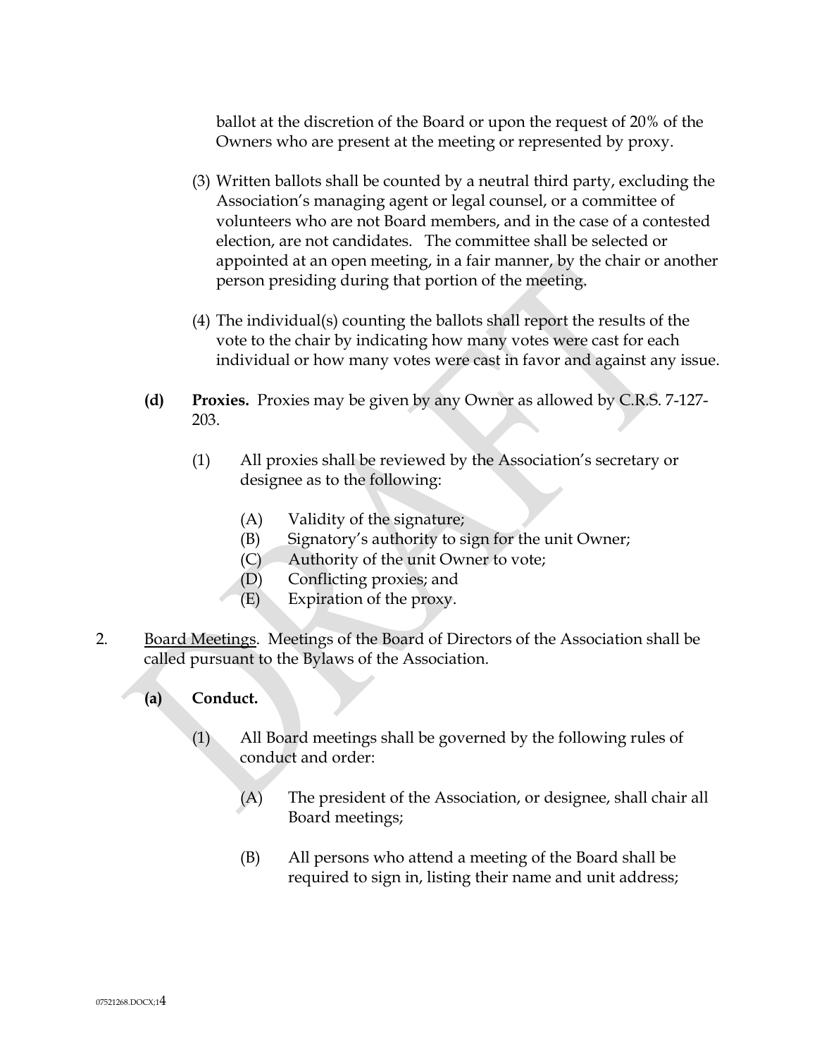ballot at the discretion of the Board or upon the request of 20% of the Owners who are present at the meeting or represented by proxy.

(3) Written ballots shall be counted by a neutral third party, excluding the Association's managing agent or legal counsel, or a committee of volunteers who are not Board members, and in the case of a contested election, are not candidates. The committee shall be selected or appointed at an open meeting, in a fair manner, by the chair or another person presiding during that portion of the meeting.

(4) The individual(s) counting the ballots shall report the results of the vote to the chair by indicating how many votes were cast for each individual or how many votes were cast in favor and against any issue.

**(d) Proxies.** Proxies may be given by any Owner as allowed by C.R.S. 7-127-203.

(1) All proxies shall be reviewed by the Association's secretary or designee as to the following:

(A) Validity of the signature;
(B) Signatory's authority to sign for the unit Owner;
(C) Authority of the unit Owner to vote;
(D) Conflicting proxies; and
(E) Expiration of the proxy.

2. <u>Board Meetings</u>. Meetings of the Board of Directors of the Association shall be called pursuant to the Bylaws of the Association.

**(a) Conduct.**

(1) All Board meetings shall be governed by the following rules of conduct and order:

(A) The president of the Association, or designee, shall chair all Board meetings;

(B) All persons who attend a meeting of the Board shall be required to sign in, listing their name and unit address;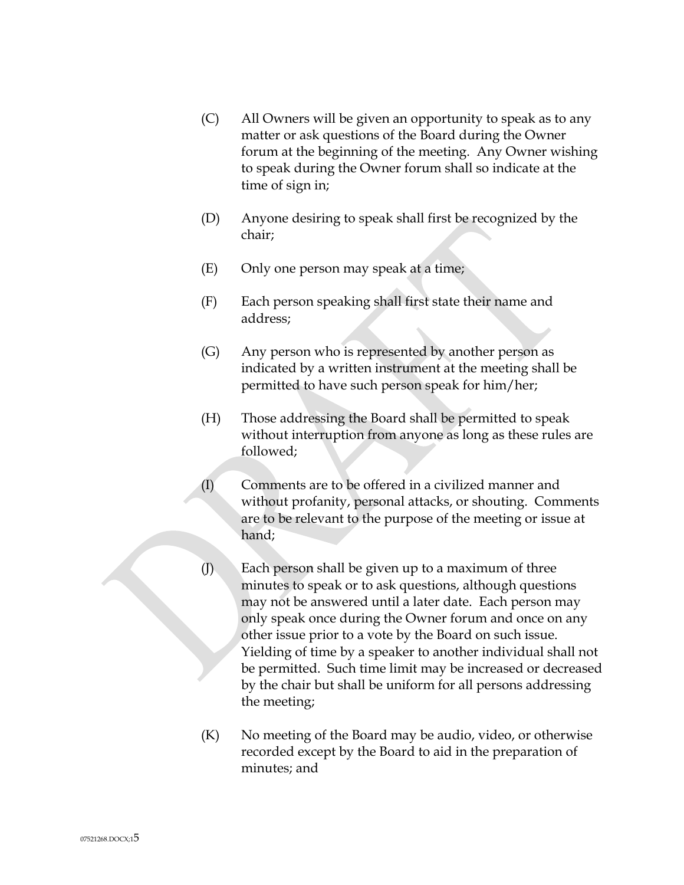(C) All Owners will be given an opportunity to speak as to any matter or ask questions of the Board during the Owner forum at the beginning of the meeting. Any Owner wishing to speak during the Owner forum shall so indicate at the time of sign in;

(D) Anyone desiring to speak shall first be recognized by the chair;

(E) Only one person may speak at a time;

(F) Each person speaking shall first state their name and address;

(G) Any person who is represented by another person as indicated by a written instrument at the meeting shall be permitted to have such person speak for him/her;

(H) Those addressing the Board shall be permitted to speak without interruption from anyone as long as these rules are followed;

(I) Comments are to be offered in a civilized manner and without profanity, personal attacks, or shouting. Comments are to be relevant to the purpose of the meeting or issue at hand;

(J) Each person shall be given up to a maximum of three minutes to speak or to ask questions, although questions may not be answered until a later date. Each person may only speak once during the Owner forum and once on any other issue prior to a vote by the Board on such issue. Yielding of time by a speaker to another individual shall not be permitted. Such time limit may be increased or decreased by the chair but shall be uniform for all persons addressing the meeting;

(K) No meeting of the Board may be audio, video, or otherwise recorded except by the Board to aid in the preparation of minutes; and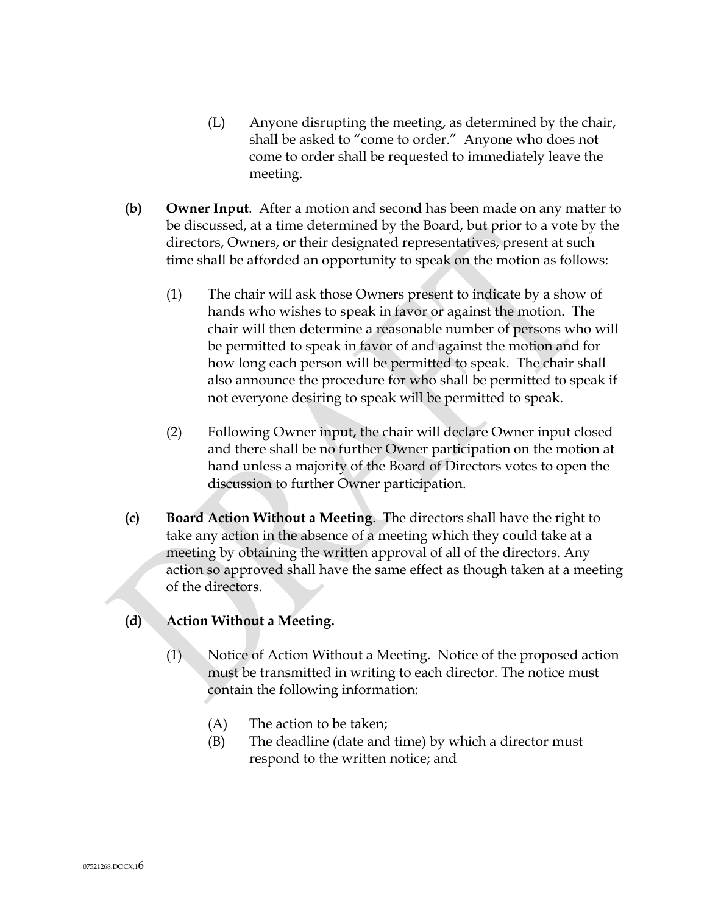(L) Anyone disrupting the meeting, as determined by the chair, shall be asked to "come to order." Anyone who does not come to order shall be requested to immediately leave the meeting.

**(b) Owner Input**. After a motion and second has been made on any matter to be discussed, at a time determined by the Board, but prior to a vote by the directors, Owners, or their designated representatives, present at such time shall be afforded an opportunity to speak on the motion as follows:

(1) The chair will ask those Owners present to indicate by a show of hands who wishes to speak in favor or against the motion. The chair will then determine a reasonable number of persons who will be permitted to speak in favor of and against the motion and for how long each person will be permitted to speak. The chair shall also announce the procedure for who shall be permitted to speak if not everyone desiring to speak will be permitted to speak.

(2) Following Owner input, the chair will declare Owner input closed and there shall be no further Owner participation on the motion at hand unless a majority of the Board of Directors votes to open the discussion to further Owner participation.

**(c) Board Action Without a Meeting**. The directors shall have the right to take any action in the absence of a meeting which they could take at a meeting by obtaining the written approval of all of the directors. Any action so approved shall have the same effect as though taken at a meeting of the directors.

**(d) Action Without a Meeting.**

(1) Notice of Action Without a Meeting. Notice of the proposed action must be transmitted in writing to each director. The notice must contain the following information:

(A) The action to be taken;

(B) The deadline (date and time) by which a director must respond to the written notice; and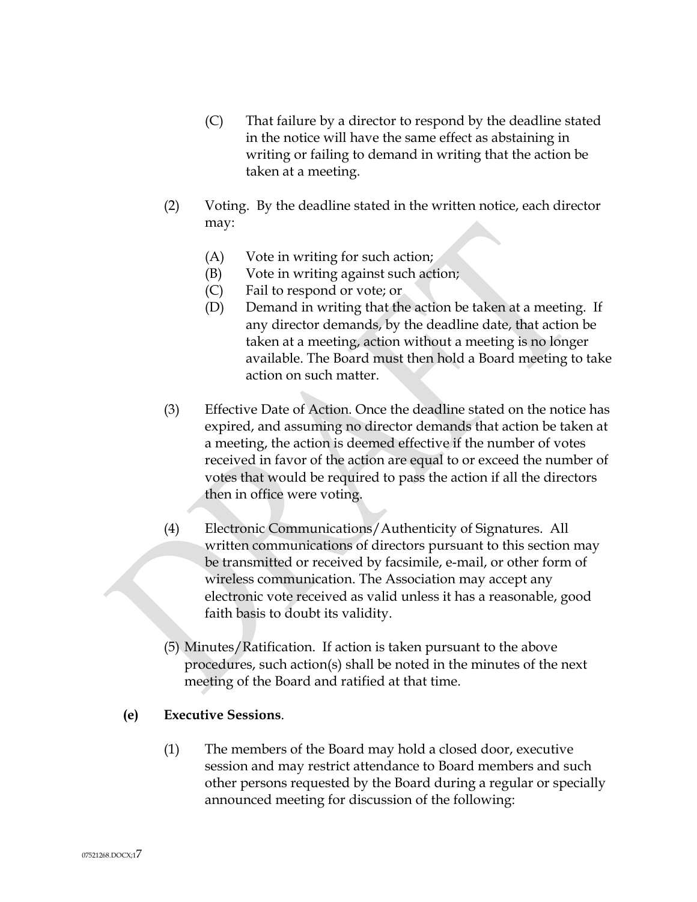(C) That failure by a director to respond by the deadline stated in the notice will have the same effect as abstaining in writing or failing to demand in writing that the action be taken at a meeting.

(2) Voting. By the deadline stated in the written notice, each director may:

(A) Vote in writing for such action;
(B) Vote in writing against such action;
(C) Fail to respond or vote; or
(D) Demand in writing that the action be taken at a meeting. If any director demands, by the deadline date, that action be taken at a meeting, action without a meeting is no longer available. The Board must then hold a Board meeting to take action on such matter.

(3) Effective Date of Action. Once the deadline stated on the notice has expired, and assuming no director demands that action be taken at a meeting, the action is deemed effective if the number of votes received in favor of the action are equal to or exceed the number of votes that would be required to pass the action if all the directors then in office were voting.

(4) Electronic Communications/Authenticity of Signatures. All written communications of directors pursuant to this section may be transmitted or received by facsimile, e-mail, or other form of wireless communication. The Association may accept any electronic vote received as valid unless it has a reasonable, good faith basis to doubt its validity.

(5) Minutes/Ratification. If action is taken pursuant to the above procedures, such action(s) shall be noted in the minutes of the next meeting of the Board and ratified at that time.

**(e) Executive Sessions**.

(1) The members of the Board may hold a closed door, executive session and may restrict attendance to Board members and such other persons requested by the Board during a regular or specially announced meeting for discussion of the following: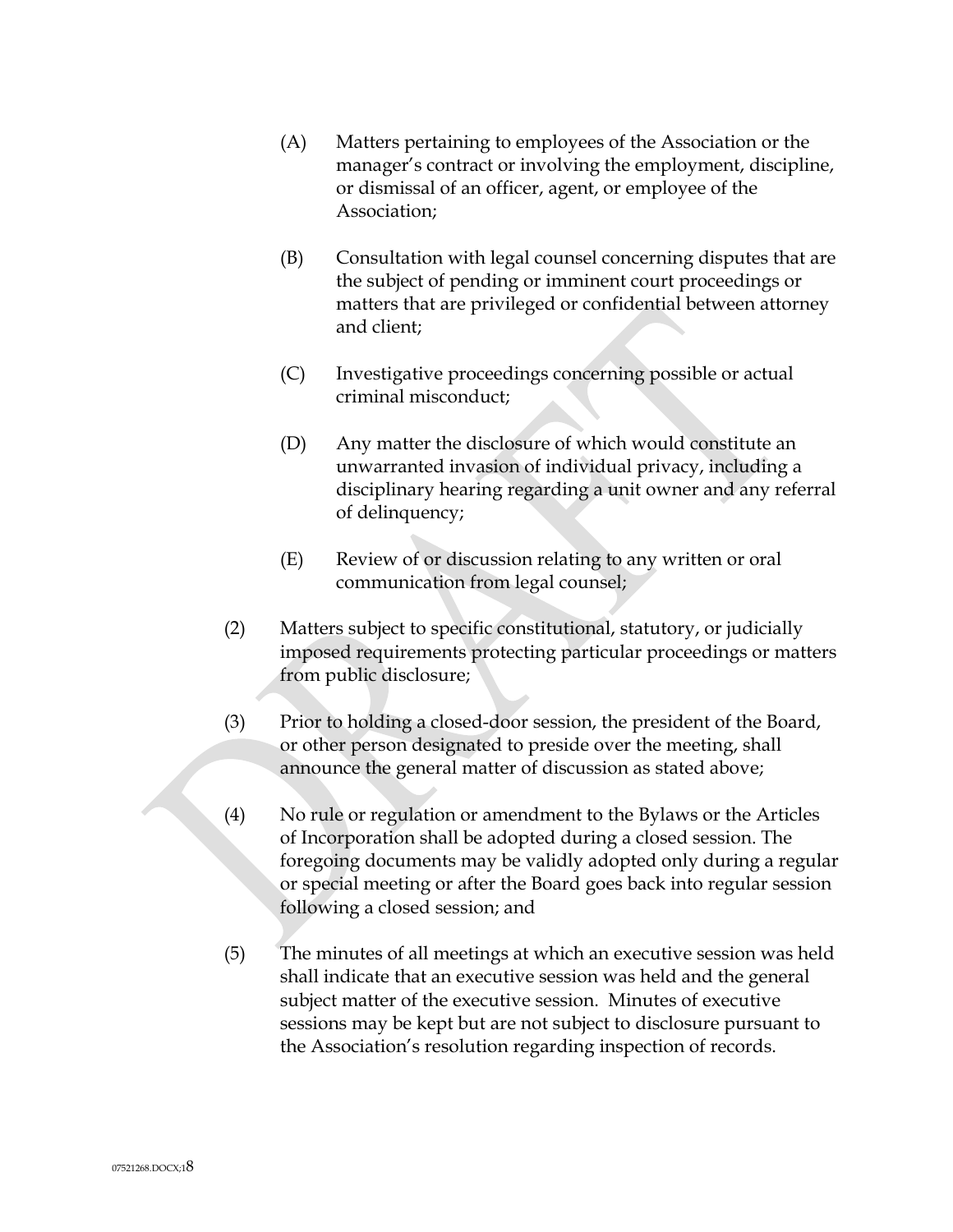(A) Matters pertaining to employees of the Association or the manager's contract or involving the employment, discipline, or dismissal of an officer, agent, or employee of the Association;

(B) Consultation with legal counsel concerning disputes that are the subject of pending or imminent court proceedings or matters that are privileged or confidential between attorney and client;

(C) Investigative proceedings concerning possible or actual criminal misconduct;

(D) Any matter the disclosure of which would constitute an unwarranted invasion of individual privacy, including a disciplinary hearing regarding a unit owner and any referral of delinquency;

(E) Review of or discussion relating to any written or oral communication from legal counsel;

(2) Matters subject to specific constitutional, statutory, or judicially imposed requirements protecting particular proceedings or matters from public disclosure;

(3) Prior to holding a closed-door session, the president of the Board, or other person designated to preside over the meeting, shall announce the general matter of discussion as stated above;

(4) No rule or regulation or amendment to the Bylaws or the Articles of Incorporation shall be adopted during a closed session. The foregoing documents may be validly adopted only during a regular or special meeting or after the Board goes back into regular session following a closed session; and

(5) The minutes of all meetings at which an executive session was held shall indicate that an executive session was held and the general subject matter of the executive session. Minutes of executive sessions may be kept but are not subject to disclosure pursuant to the Association's resolution regarding inspection of records.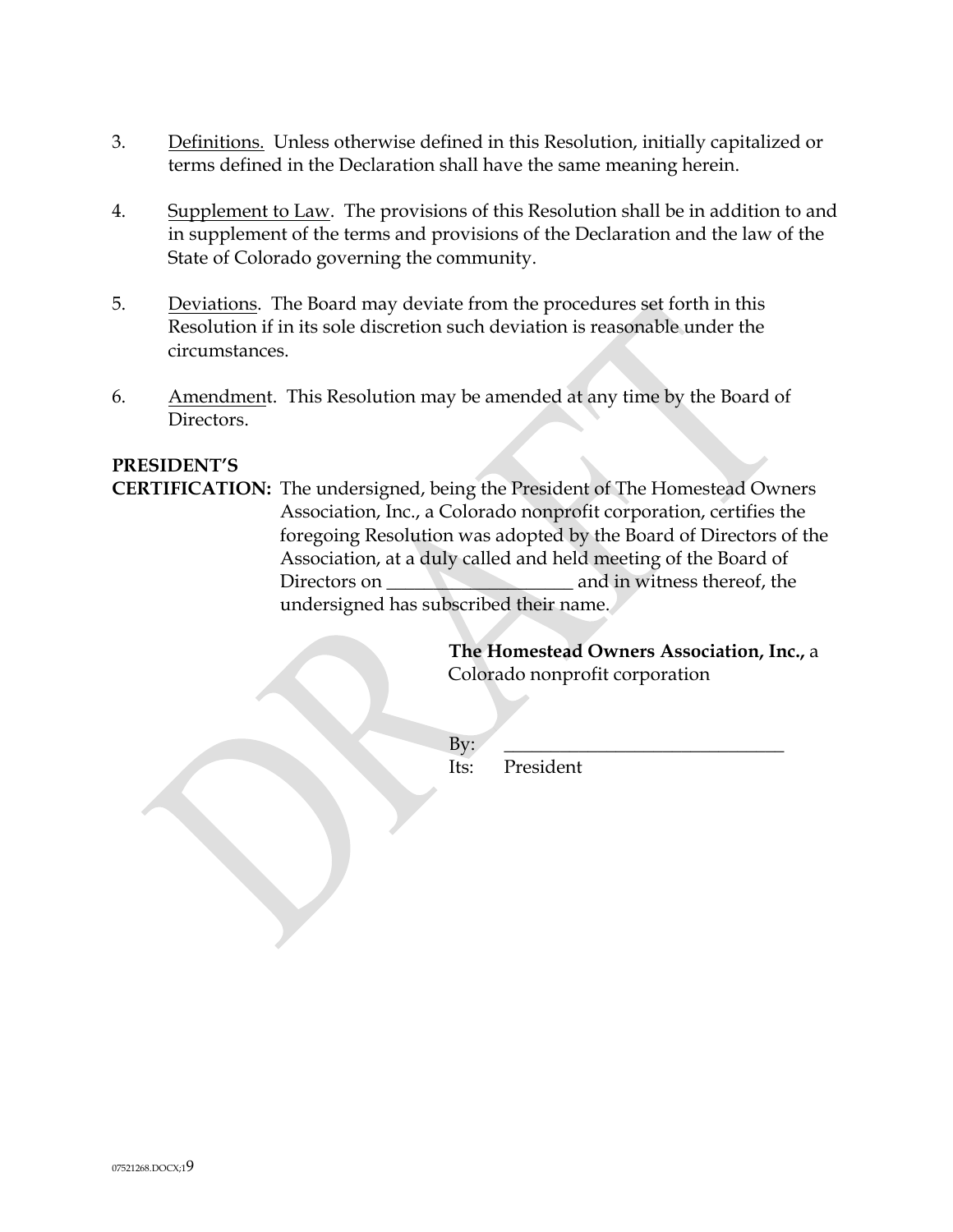3. Definitions. Unless otherwise defined in this Resolution, initially capitalized or terms defined in the Declaration shall have the same meaning herein.

4. Supplement to Law. The provisions of this Resolution shall be in addition to and in supplement of the terms and provisions of the Declaration and the law of the State of Colorado governing the community.

5. Deviations. The Board may deviate from the procedures set forth in this Resolution if in its sole discretion such deviation is reasonable under the circumstances.

6. Amendment. This Resolution may be amended at any time by the Board of Directors.

**PRESIDENT'S CERTIFICATION:** The undersigned, being the President of The Homestead Owners Association, Inc., a Colorado nonprofit corporation, certifies the foregoing Resolution was adopted by the Board of Directors of the Association, at a duly called and held meeting of the Board of Directors on ____________________ and in witness thereof, the undersigned has subscribed their name.

**The Homestead Owners Association, Inc.,** a Colorado nonprofit corporation

By: _______________________________

Its: President

07521268.DOCX;1